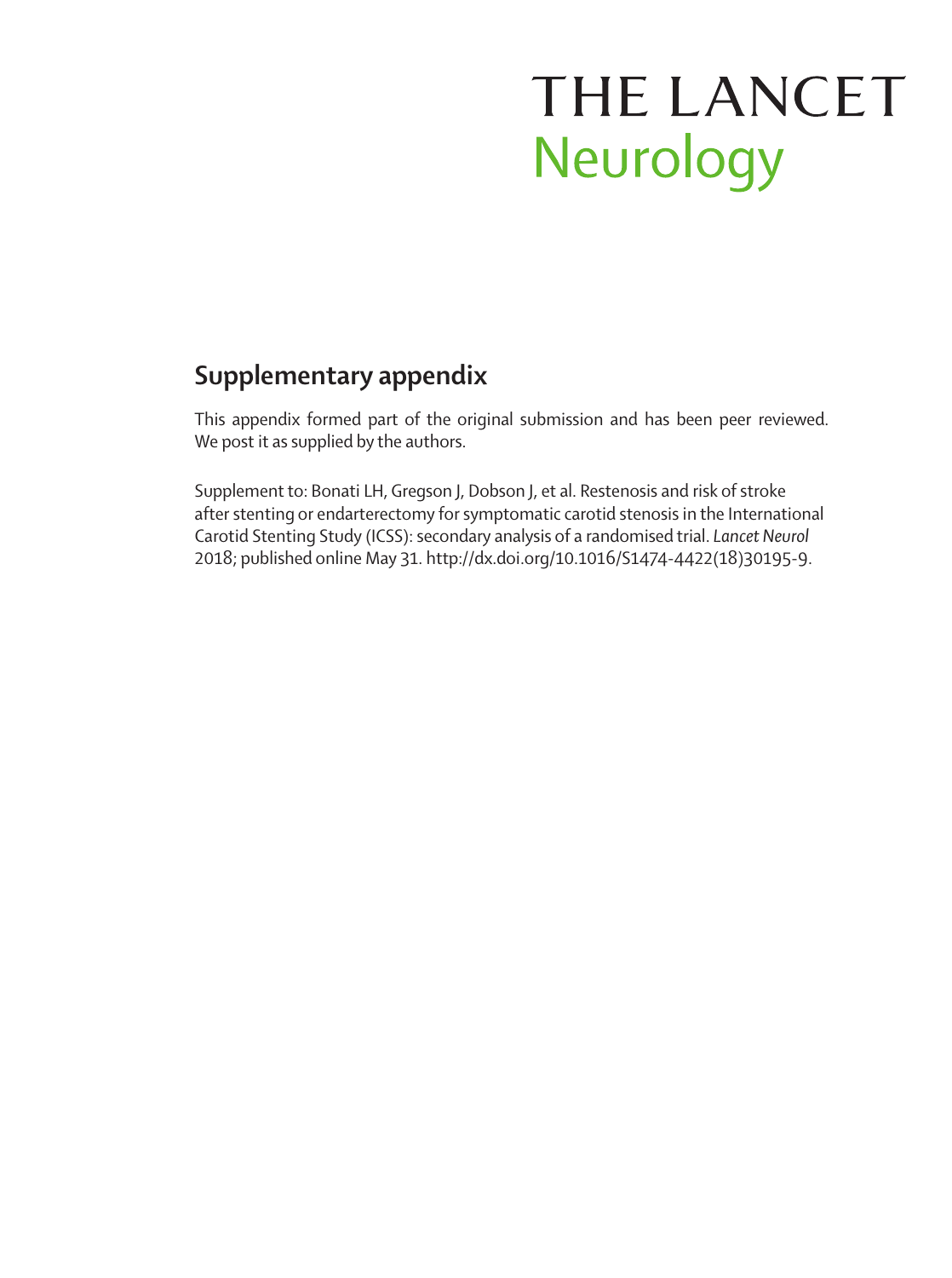# THE LANCET
# Neurology

## Supplementary appendix

This appendix formed part of the original submission and has been peer reviewed. We post it as supplied by the authors.

Supplement to: Bonati LH, Gregson J, Dobson J, et al. Restenosis and risk of stroke after stenting or endarterectomy for symptomatic carotid stenosis in the International Carotid Stenting Study (ICSS): secondary analysis of a randomised trial. *Lancet Neurol* 2018; published online May 31. http://dx.doi.org/10.1016/S1474-4422(18)30195-9.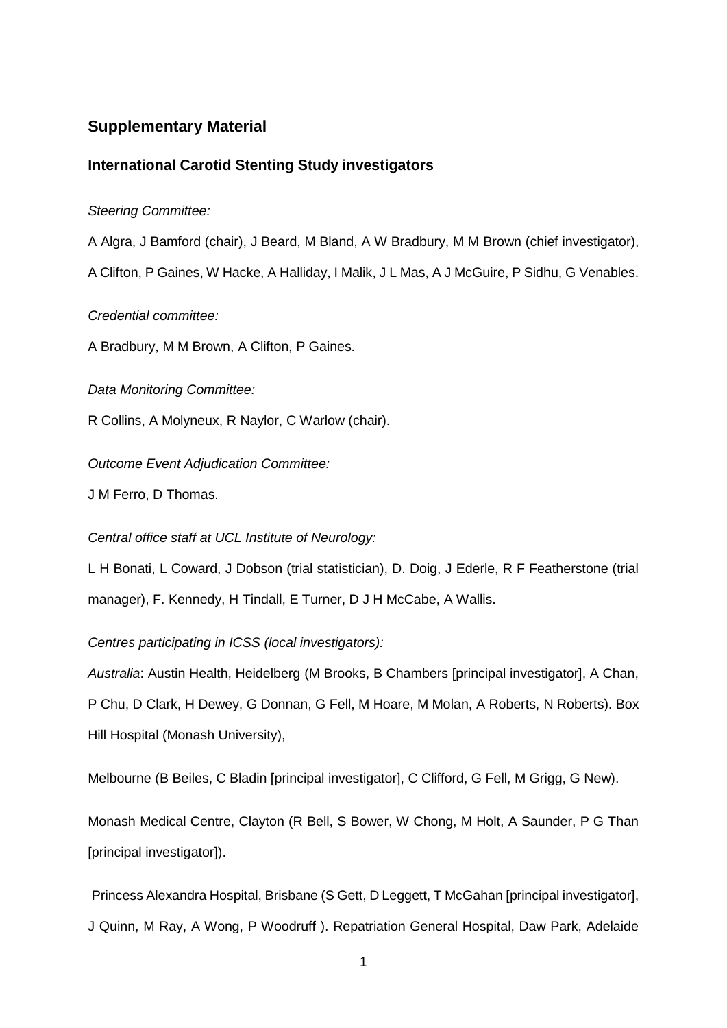## Supplementary Material

### International Carotid Stenting Study investigators

*Steering Committee:*

A Algra, J Bamford (chair), J Beard, M Bland, A W Bradbury, M M Brown (chief investigator), A Clifton, P Gaines, W Hacke, A Halliday, I Malik, J L Mas, A J McGuire, P Sidhu, G Venables.

*Credential committee:*

A Bradbury, M M Brown, A Clifton, P Gaines.

*Data Monitoring Committee:*

R Collins, A Molyneux, R Naylor, C Warlow (chair).

*Outcome Event Adjudication Committee:*

J M Ferro, D Thomas.

*Central office staff at UCL Institute of Neurology:*

L H Bonati, L Coward, J Dobson (trial statistician), D. Doig, J Ederle, R F Featherstone (trial manager), F. Kennedy, H Tindall, E Turner, D J H McCabe, A Wallis.

*Centres participating in ICSS (local investigators):*

*Australia*: Austin Health, Heidelberg (M Brooks, B Chambers [principal investigator], A Chan, P Chu, D Clark, H Dewey, G Donnan, G Fell, M Hoare, M Molan, A Roberts, N Roberts). Box Hill Hospital (Monash University),

Melbourne (B Beiles, C Bladin [principal investigator], C Clifford, G Fell, M Grigg, G New).

Monash Medical Centre, Clayton (R Bell, S Bower, W Chong, M Holt, A Saunder, P G Than [principal investigator]).

Princess Alexandra Hospital, Brisbane (S Gett, D Leggett, T McGahan [principal investigator], J Quinn, M Ray, A Wong, P Woodruff ). Repatriation General Hospital, Daw Park, Adelaide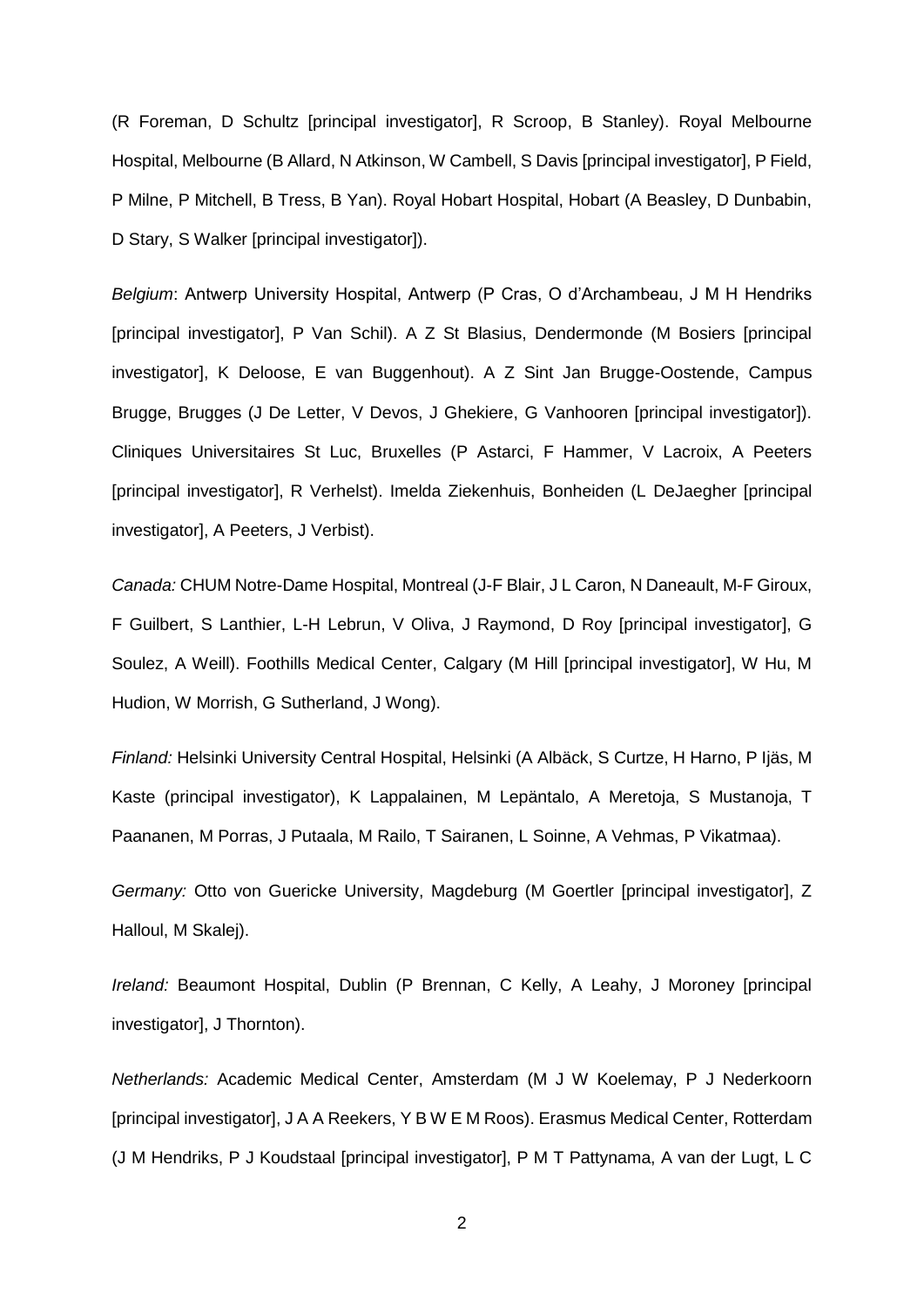(R Foreman, D Schultz [principal investigator], R Scroop, B Stanley). Royal Melbourne Hospital, Melbourne (B Allard, N Atkinson, W Cambell, S Davis [principal investigator], P Field, P Milne, P Mitchell, B Tress, B Yan). Royal Hobart Hospital, Hobart (A Beasley, D Dunbabin, D Stary, S Walker [principal investigator]).

*Belgium*: Antwerp University Hospital, Antwerp (P Cras, O d'Archambeau, J M H Hendriks [principal investigator], P Van Schil). A Z St Blasius, Dendermonde (M Bosiers [principal investigator], K Deloose, E van Buggenhout). A Z Sint Jan Brugge-Oostende, Campus Brugge, Brugges (J De Letter, V Devos, J Ghekiere, G Vanhooren [principal investigator]). Cliniques Universitaires St Luc, Bruxelles (P Astarci, F Hammer, V Lacroix, A Peeters [principal investigator], R Verhelst). Imelda Ziekenhuis, Bonheiden (L DeJaegher [principal investigator], A Peeters, J Verbist).

*Canada:* CHUM Notre-Dame Hospital, Montreal (J-F Blair, J L Caron, N Daneault, M-F Giroux, F Guilbert, S Lanthier, L-H Lebrun, V Oliva, J Raymond, D Roy [principal investigator], G Soulez, A Weill). Foothills Medical Center, Calgary (M Hill [principal investigator], W Hu, M Hudion, W Morrish, G Sutherland, J Wong).

*Finland:* Helsinki University Central Hospital, Helsinki (A Albäck, S Curtze, H Harno, P Ijäs, M Kaste (principal investigator), K Lappalainen, M Lepäntalo, A Meretoja, S Mustanoja, T Paananen, M Porras, J Putaala, M Railo, T Sairanen, L Soinne, A Vehmas, P Vikatmaa).

*Germany:* Otto von Guericke University, Magdeburg (M Goertler [principal investigator], Z Halloul, M Skalej).

*Ireland:* Beaumont Hospital, Dublin (P Brennan, C Kelly, A Leahy, J Moroney [principal investigator], J Thornton).

*Netherlands:* Academic Medical Center, Amsterdam (M J W Koelemay, P J Nederkoorn [principal investigator], J A A Reekers, Y B W E M Roos). Erasmus Medical Center, Rotterdam (J M Hendriks, P J Koudstaal [principal investigator], P M T Pattynama, A van der Lugt, L C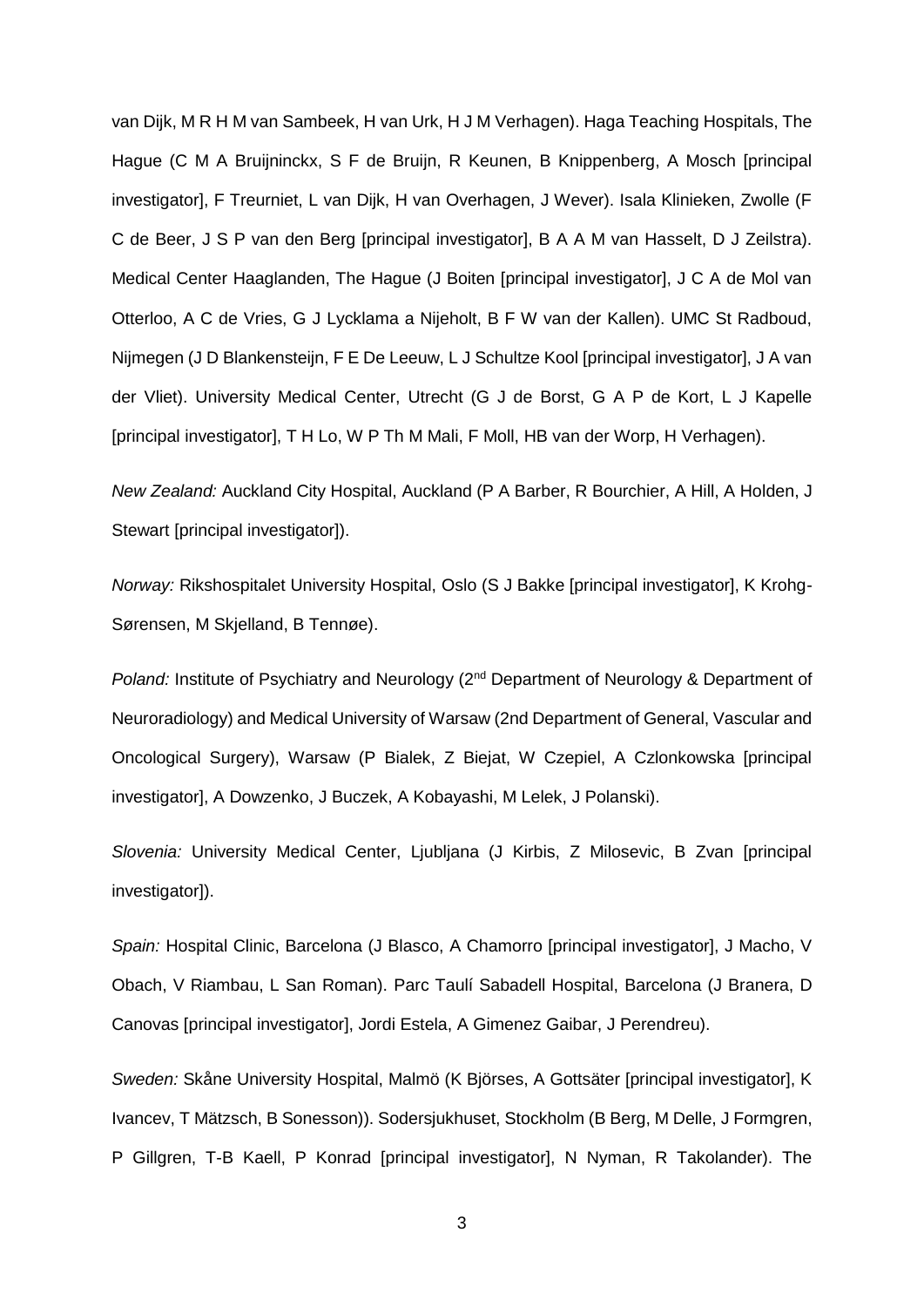van Dijk, M R H M van Sambeek, H van Urk, H J M Verhagen). Haga Teaching Hospitals, The Hague (C M A Bruijninckx, S F de Bruijn, R Keunen, B Knippenberg, A Mosch [principal investigator], F Treurniet, L van Dijk, H van Overhagen, J Wever). Isala Klinieken, Zwolle (F C de Beer, J S P van den Berg [principal investigator], B A A M van Hasselt, D J Zeilstra). Medical Center Haaglanden, The Hague (J Boiten [principal investigator], J C A de Mol van Otterloo, A C de Vries, G J Lycklama a Nijeholt, B F W van der Kallen). UMC St Radboud, Nijmegen (J D Blankensteijn, F E De Leeuw, L J Schultze Kool [principal investigator], J A van der Vliet). University Medical Center, Utrecht (G J de Borst, G A P de Kort, L J Kapelle [principal investigator], T H Lo, W P Th M Mali, F Moll, HB van der Worp, H Verhagen).

*New Zealand:* Auckland City Hospital, Auckland (P A Barber, R Bourchier, A Hill, A Holden, J Stewart [principal investigator]).

*Norway:* Rikshospitalet University Hospital, Oslo (S J Bakke [principal investigator], K Krohg-Sørensen, M Skjelland, B Tennøe).

*Poland:* Institute of Psychiatry and Neurology (2nd Department of Neurology & Department of Neuroradiology) and Medical University of Warsaw (2nd Department of General, Vascular and Oncological Surgery), Warsaw (P Bialek, Z Biejat, W Czepiel, A Czlonkowska [principal investigator], A Dowzenko, J Buczek, A Kobayashi, M Lelek, J Polanski).

*Slovenia:* University Medical Center, Ljubljana (J Kirbis, Z Milosevic, B Zvan [principal investigator]).

*Spain:* Hospital Clinic, Barcelona (J Blasco, A Chamorro [principal investigator], J Macho, V Obach, V Riambau, L San Roman). Parc Taulí Sabadell Hospital, Barcelona (J Branera, D Canovas [principal investigator], Jordi Estela, A Gimenez Gaibar, J Perendreu).

*Sweden:* Skåne University Hospital, Malmö (K Björses, A Gottsäter [principal investigator], K Ivancev, T Mätzsch, B Sonesson)). Sodersjukhuset, Stockholm (B Berg, M Delle, J Formgren, P Gillgren, T-B Kaell, P Konrad [principal investigator], N Nyman, R Takolander). The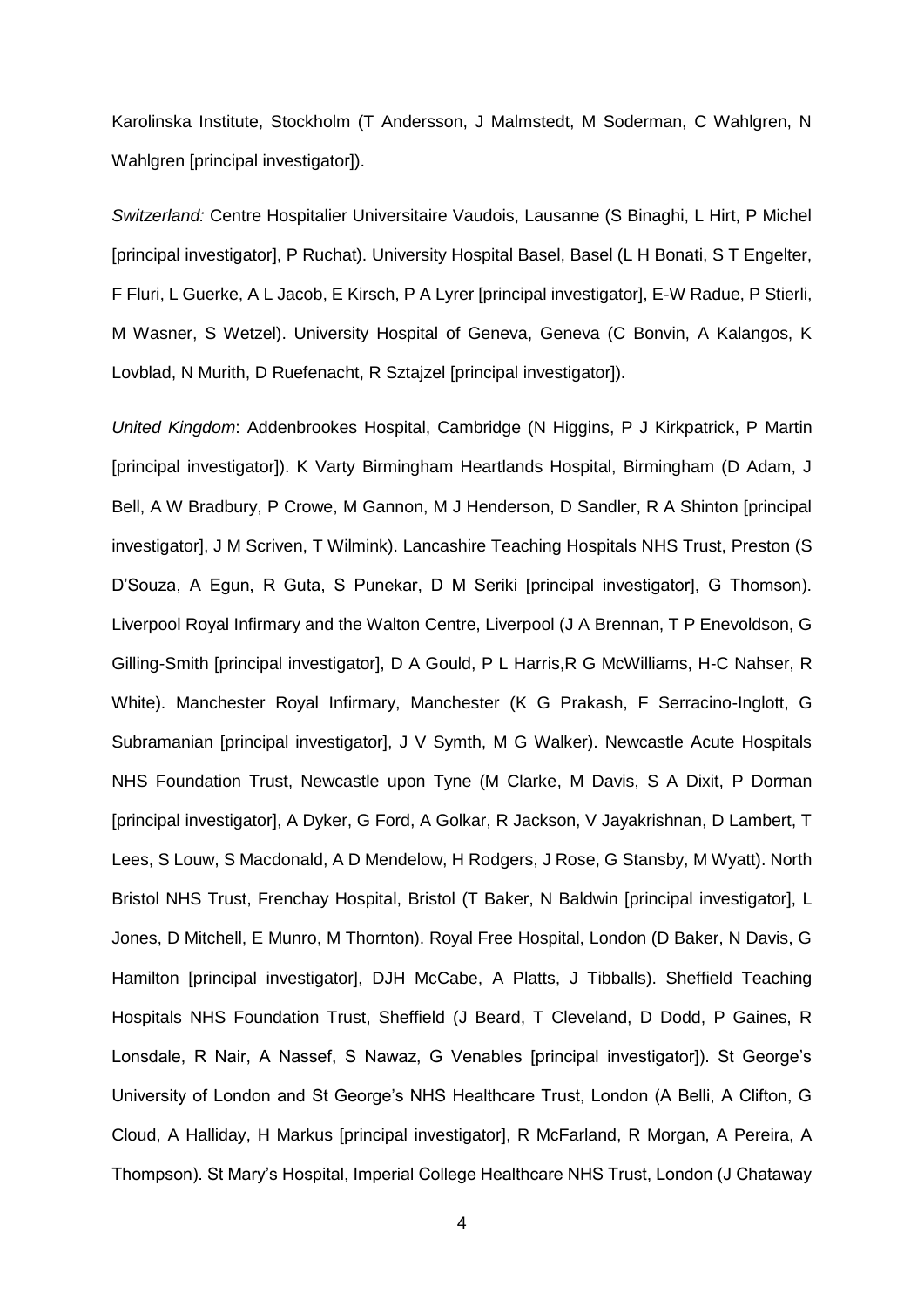Karolinska Institute, Stockholm (T Andersson, J Malmstedt, M Soderman, C Wahlgren, N Wahlgren [principal investigator]).

*Switzerland:* Centre Hospitalier Universitaire Vaudois, Lausanne (S Binaghi, L Hirt, P Michel [principal investigator], P Ruchat). University Hospital Basel, Basel (L H Bonati, S T Engelter, F Fluri, L Guerke, A L Jacob, E Kirsch, P A Lyrer [principal investigator], E-W Radue, P Stierli, M Wasner, S Wetzel). University Hospital of Geneva, Geneva (C Bonvin, A Kalangos, K Lovblad, N Murith, D Ruefenacht, R Sztajzel [principal investigator]).

*United Kingdom*: Addenbrookes Hospital, Cambridge (N Higgins, P J Kirkpatrick, P Martin [principal investigator]). K Varty Birmingham Heartlands Hospital, Birmingham (D Adam, J Bell, A W Bradbury, P Crowe, M Gannon, M J Henderson, D Sandler, R A Shinton [principal investigator], J M Scriven, T Wilmink). Lancashire Teaching Hospitals NHS Trust, Preston (S D'Souza, A Egun, R Guta, S Punekar, D M Seriki [principal investigator], G Thomson). Liverpool Royal Infirmary and the Walton Centre, Liverpool (J A Brennan, T P Enevoldson, G Gilling-Smith [principal investigator], D A Gould, P L Harris,R G McWilliams, H-C Nahser, R White). Manchester Royal Infirmary, Manchester (K G Prakash, F Serracino-Inglott, G Subramanian [principal investigator], J V Symth, M G Walker). Newcastle Acute Hospitals NHS Foundation Trust, Newcastle upon Tyne (M Clarke, M Davis, S A Dixit, P Dorman [principal investigator], A Dyker, G Ford, A Golkar, R Jackson, V Jayakrishnan, D Lambert, T Lees, S Louw, S Macdonald, A D Mendelow, H Rodgers, J Rose, G Stansby, M Wyatt). North Bristol NHS Trust, Frenchay Hospital, Bristol (T Baker, N Baldwin [principal investigator], L Jones, D Mitchell, E Munro, M Thornton). Royal Free Hospital, London (D Baker, N Davis, G Hamilton [principal investigator], DJH McCabe, A Platts, J Tibballs). Sheffield Teaching Hospitals NHS Foundation Trust, Sheffield (J Beard, T Cleveland, D Dodd, P Gaines, R Lonsdale, R Nair, A Nassef, S Nawaz, G Venables [principal investigator]). St George's University of London and St George's NHS Healthcare Trust, London (A Belli, A Clifton, G Cloud, A Halliday, H Markus [principal investigator], R McFarland, R Morgan, A Pereira, A Thompson). St Mary's Hospital, Imperial College Healthcare NHS Trust, London (J Chataway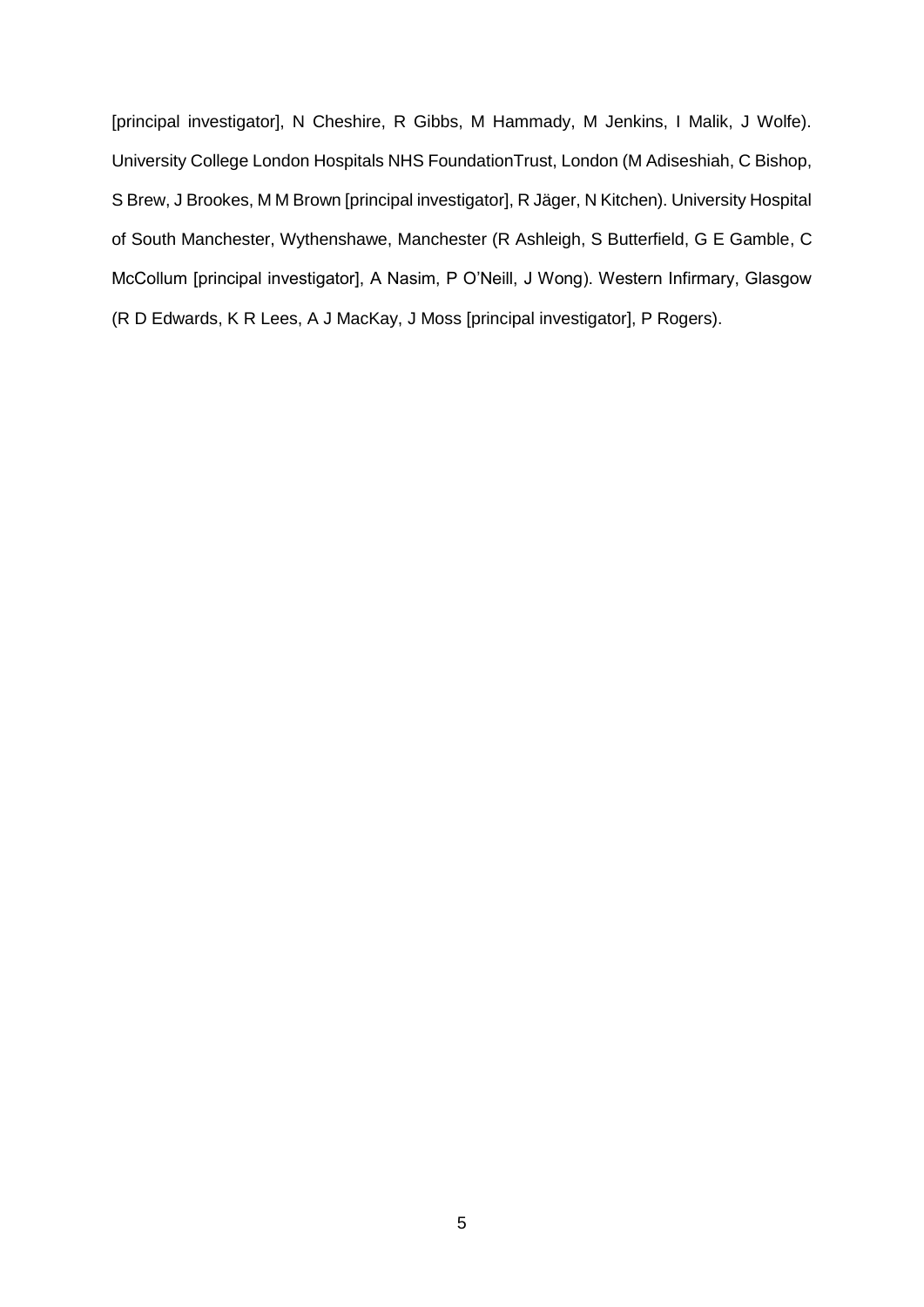[principal investigator], N Cheshire, R Gibbs, M Hammady, M Jenkins, I Malik, J Wolfe). University College London Hospitals NHS FoundationTrust, London (M Adiseshiah, C Bishop, S Brew, J Brookes, M M Brown [principal investigator], R Jäger, N Kitchen). University Hospital of South Manchester, Wythenshawe, Manchester (R Ashleigh, S Butterfield, G E Gamble, C McCollum [principal investigator], A Nasim, P O'Neill, J Wong). Western Infirmary, Glasgow (R D Edwards, K R Lees, A J MacKay, J Moss [principal investigator], P Rogers).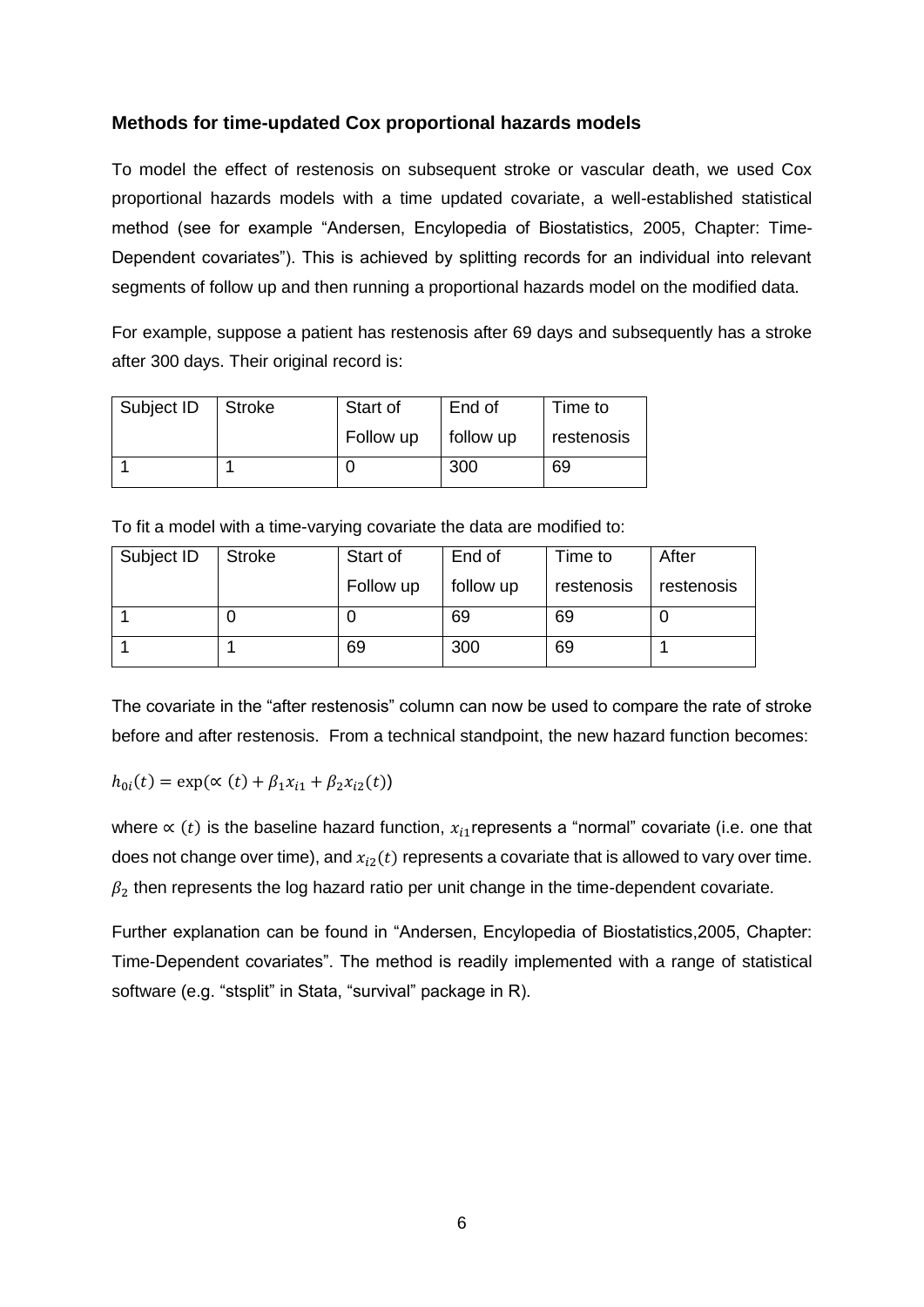### Methods for time-updated Cox proportional hazards models

To model the effect of restenosis on subsequent stroke or vascular death, we used Cox proportional hazards models with a time updated covariate, a well-established statistical method (see for example "Andersen, Encyclopedia of Biostatistics, 2005, Chapter: Time-Dependent covariates"). This is achieved by splitting records for an individual into relevant segments of follow up and then running a proportional hazards model on the modified data.

For example, suppose a patient has restenosis after 69 days and subsequently has a stroke after 300 days. Their original record is:

| Subject ID | Stroke | Start of Follow up | End of follow up | Time to restenosis |
|---|---|---|---|---|
| 1 | 1 | 0 | 300 | 69 |

To fit a model with a time-varying covariate the data are modified to:

| Subject ID | Stroke | Start of Follow up | End of follow up | Time to restenosis | After restenosis |
|---|---|---|---|---|---|
| 1 | 0 | 0 | 69 | 69 | 0 |
| 1 | 1 | 69 | 300 | 69 | 1 |

The covariate in the "after restenosis" column can now be used to compare the rate of stroke before and after restenosis. From a technical standpoint, the new hazard function becomes:

$$h_{0i}(t) = \exp(\propto(t) + \beta_1 x_{i1} + \beta_2 x_{i2}(t))$$

where $\propto(t)$ is the baseline hazard function, $x_{i1}$ represents a "normal" covariate (i.e. one that does not change over time), and $x_{i2}(t)$ represents a covariate that is allowed to vary over time. $\beta_2$ then represents the log hazard ratio per unit change in the time-dependent covariate.

Further explanation can be found in "Andersen, Encyclopedia of Biostatistics,2005, Chapter: Time-Dependent covariates". The method is readily implemented with a range of statistical software (e.g. "stsplit" in Stata, "survival" package in R).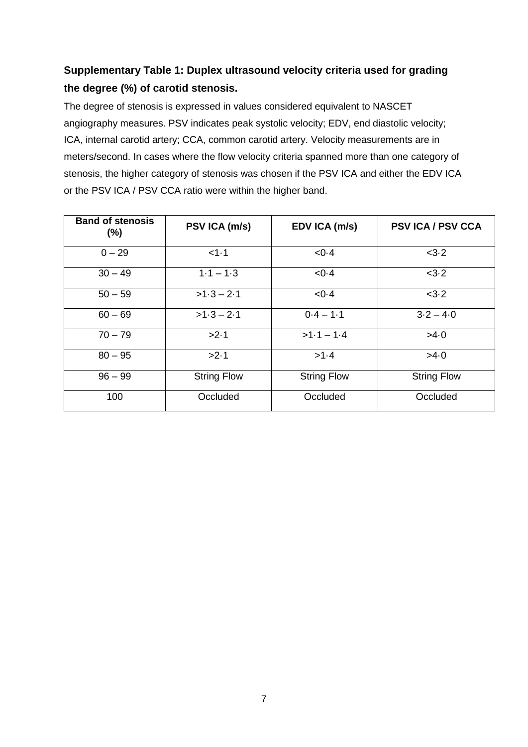## Supplementary Table 1: Duplex ultrasound velocity criteria used for grading the degree (%) of carotid stenosis.

The degree of stenosis is expressed in values considered equivalent to NASCET angiography measures. PSV indicates peak systolic velocity; EDV, end diastolic velocity; ICA, internal carotid artery; CCA, common carotid artery. Velocity measurements are in meters/second. In cases where the flow velocity criteria spanned more than one category of stenosis, the higher category of stenosis was chosen if the PSV ICA and either the EDV ICA or the PSV ICA / PSV CCA ratio were within the higher band.

| Band of stenosis (%) | PSV ICA (m/s) | EDV ICA (m/s) | PSV ICA / PSV CCA |
|---|---|---|---|
| 0 – 29 | <1·1 | <0·4 | <3·2 |
| 30 – 49 | 1·1 – 1·3 | <0·4 | <3·2 |
| 50 – 59 | >1·3 – 2·1 | <0·4 | <3·2 |
| 60 – 69 | >1·3 – 2·1 | 0·4 – 1·1 | 3·2 – 4·0 |
| 70 – 79 | >2·1 | >1·1 – 1·4 | >4·0 |
| 80 – 95 | >2·1 | >1·4 | >4·0 |
| 96 – 99 | String Flow | String Flow | String Flow |
| 100 | Occluded | Occluded | Occluded |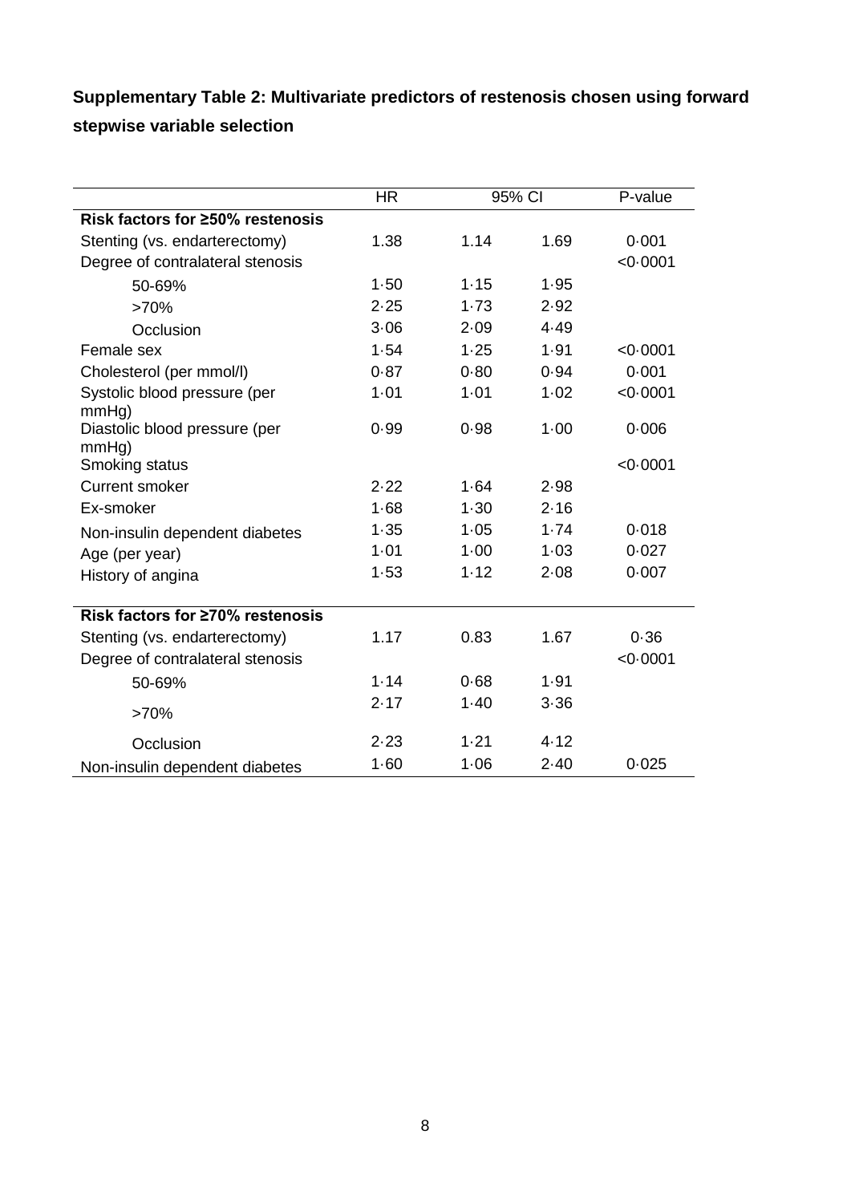**Supplementary Table 2: Multivariate predictors of restenosis chosen using forward stepwise variable selection**

| | HR | 95% CI | | P-value |
|---|---|---|---|---|
| **Risk factors for ≥50% restenosis** | | | | |
| Stenting (vs. endarterectomy) | 1.38 | 1.14 | 1.69 | 0·001 |
| Degree of contralateral stenosis | | | | <0·0001 |
| 50-69% | 1·50 | 1·15 | 1·95 | |
| >70% | 2·25 | 1·73 | 2·92 | |
| Occlusion | 3·06 | 2·09 | 4·49 | |
| Female sex | 1·54 | 1·25 | 1·91 | <0·0001 |
| Cholesterol (per mmol/l) | 0·87 | 0·80 | 0·94 | 0·001 |
| Systolic blood pressure (per mmHg) | 1·01 | 1·01 | 1·02 | <0·0001 |
| Diastolic blood pressure (per mmHg) | 0·99 | 0·98 | 1·00 | 0·006 |
| Smoking status | | | | <0·0001 |
| Current smoker | 2·22 | 1·64 | 2·98 | |
| Ex-smoker | 1·68 | 1·30 | 2·16 | |
| Non-insulin dependent diabetes | 1·35 | 1·05 | 1·74 | 0·018 |
| Age (per year) | 1·01 | 1·00 | 1·03 | 0·027 |
| History of angina | 1·53 | 1·12 | 2·08 | 0·007 |
| **Risk factors for ≥70% restenosis** | | | | |
| Stenting (vs. endarterectomy) | 1.17 | 0.83 | 1.67 | 0·36 |
| Degree of contralateral stenosis | | | | <0·0001 |
| 50-69% | 1·14 | 0·68 | 1·91 | |
| >70% | 2·17 | 1·40 | 3·36 | |
| Occlusion | 2·23 | 1·21 | 4·12 | |
| Non-insulin dependent diabetes | 1·60 | 1·06 | 2·40 | 0·025 |